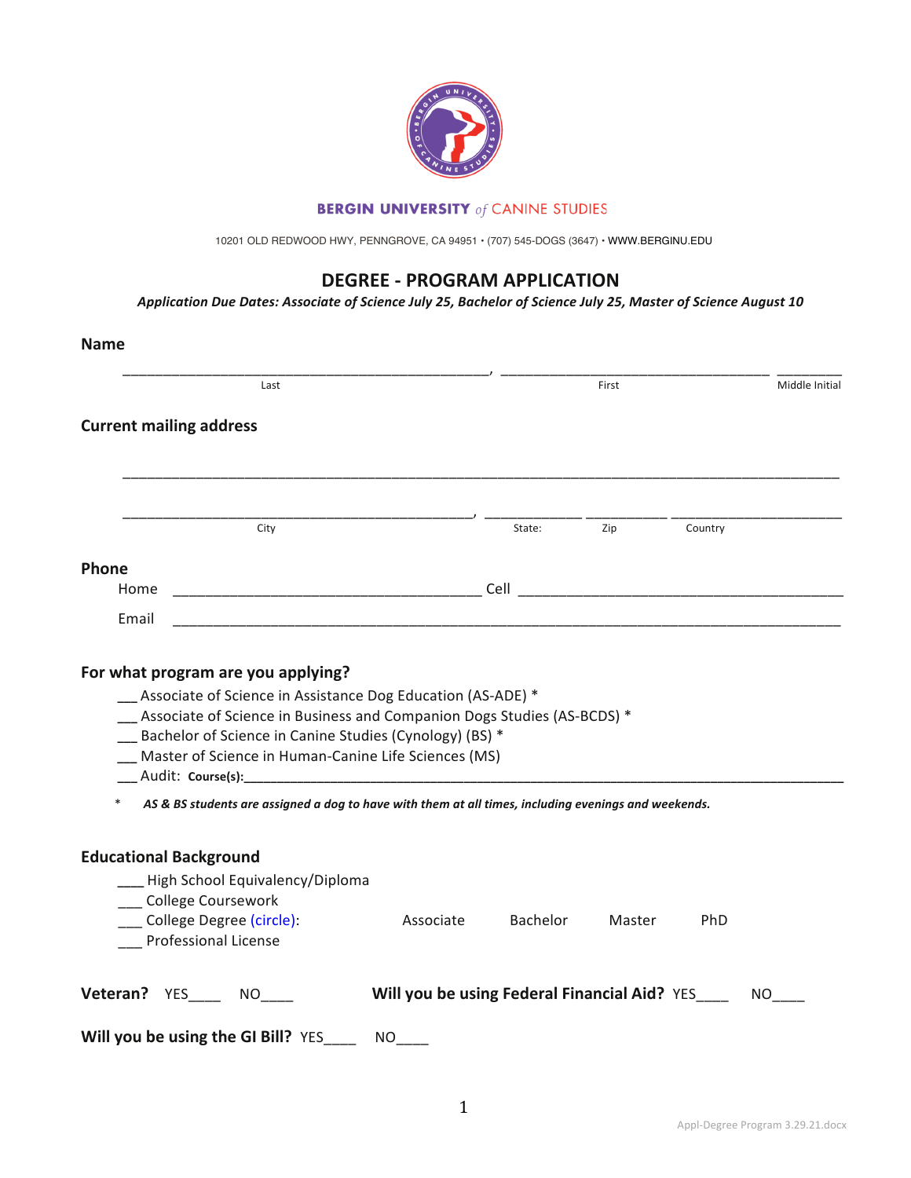**BERGIN UNIVERSITY** *of* CANINE STUDIES

10201 OLD REDWOOD HWY, PENNGROVE, CA 94951 • (707) 545-DOGS (3647) • WWW.BERGINU.EDU

# DEGREE - PROGRAM APPLICATION

***Application Due Dates: Associate of Science July 25, Bachelor of Science July 25, Master of Science August 10***

**Name**

_______________________________________________, ___________________________________ _________
Last First Middle Initial

**Current mailing address**

_____________________________________________________________________________________________

_____________________________________________, ____________ __________ ______________________
City State: Zip Country

**Phone**

Home _______________________________________ Cell ________________________________________

Email ___________________________________________________________________________________

**For what program are you applying?**

___ Associate of Science in Assistance Dog Education (AS-ADE) *
___ Associate of Science in Business and Companion Dogs Studies (AS-BCDS) *
___ Bachelor of Science in Canine Studies (Cynology) (BS) *
___ Master of Science in Human-Canine Life Sciences (MS)
___ Audit: **Course(s):**_______________________________________________________________________

\* ***AS & BS students are assigned a dog to have with them at all times, including evenings and weekends.***

**Educational Background**

___ High School Equivalency/Diploma
___ College Coursework
___ College Degree (circle): Associate Bachelor Master PhD
___ Professional License

**Veteran?** YES____ NO____ **Will you be using Federal Financial Aid?** YES____ NO____

**Will you be using the GI Bill?** YES____ NO____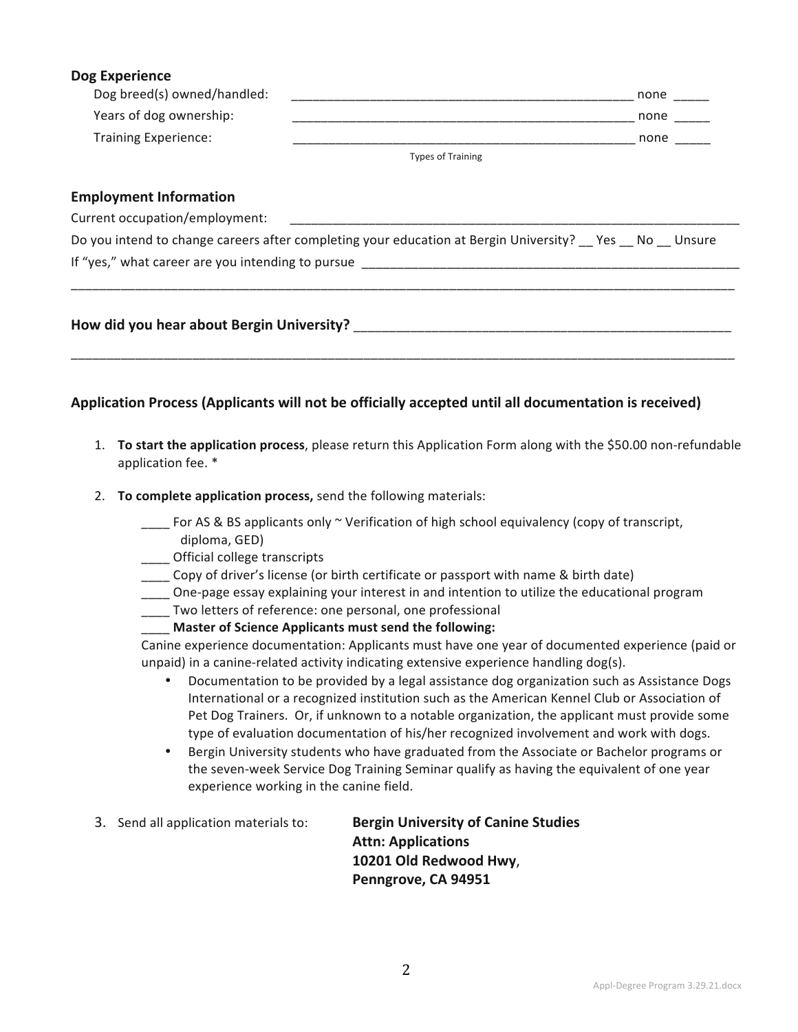### Dog Experience

Dog breed(s) owned/handled: __________________________________________________ none _____

Years of dog ownership: __________________________________________________ none _____

Training Experience: __________________________________________________ none _____

Types of Training

### Employment Information

Current occupation/employment: ________________________________________________________________

Do you intend to change careers after completing your education at Bergin University? __ Yes __ No __ Unsure

If "yes," what career are you intending to pursue ______________________________________________________

______________________________________________________________________________________________

**How did you hear about Bergin University?** ____________________________________________________

______________________________________________________________________________________________

### Application Process (Applicants will not be officially accepted until all documentation is received)

1. **To start the application process**, please return this Application Form along with the $50.00 non-refundable application fee. *

2. **To complete application process,** send the following materials:

   ____ For AS & BS applicants only ~ Verification of high school equivalency (copy of transcript, diploma, GED)
   ____ Official college transcripts
   ____ Copy of driver's license (or birth certificate or passport with name & birth date)
   ____ One-page essay explaining your interest in and intention to utilize the educational program
   ____ Two letters of reference: one personal, one professional
   ____ **Master of Science Applicants must send the following:**
   
   Canine experience documentation: Applicants must have one year of documented experience (paid or unpaid) in a canine-related activity indicating extensive experience handling dog(s).

   - Documentation to be provided by a legal assistance dog organization such as Assistance Dogs International or a recognized institution such as the American Kennel Club or Association of Pet Dog Trainers. Or, if unknown to a notable organization, the applicant must provide some type of evaluation documentation of his/her recognized involvement and work with dogs.
   - Bergin University students who have graduated from the Associate or Bachelor programs or the seven-week Service Dog Training Seminar qualify as having the equivalent of one year experience working in the canine field.

3. Send all application materials to:

   **Bergin University of Canine Studies**
   **Attn: Applications**
   **10201 Old Redwood Hwy**,
   **Penngrove, CA 94951**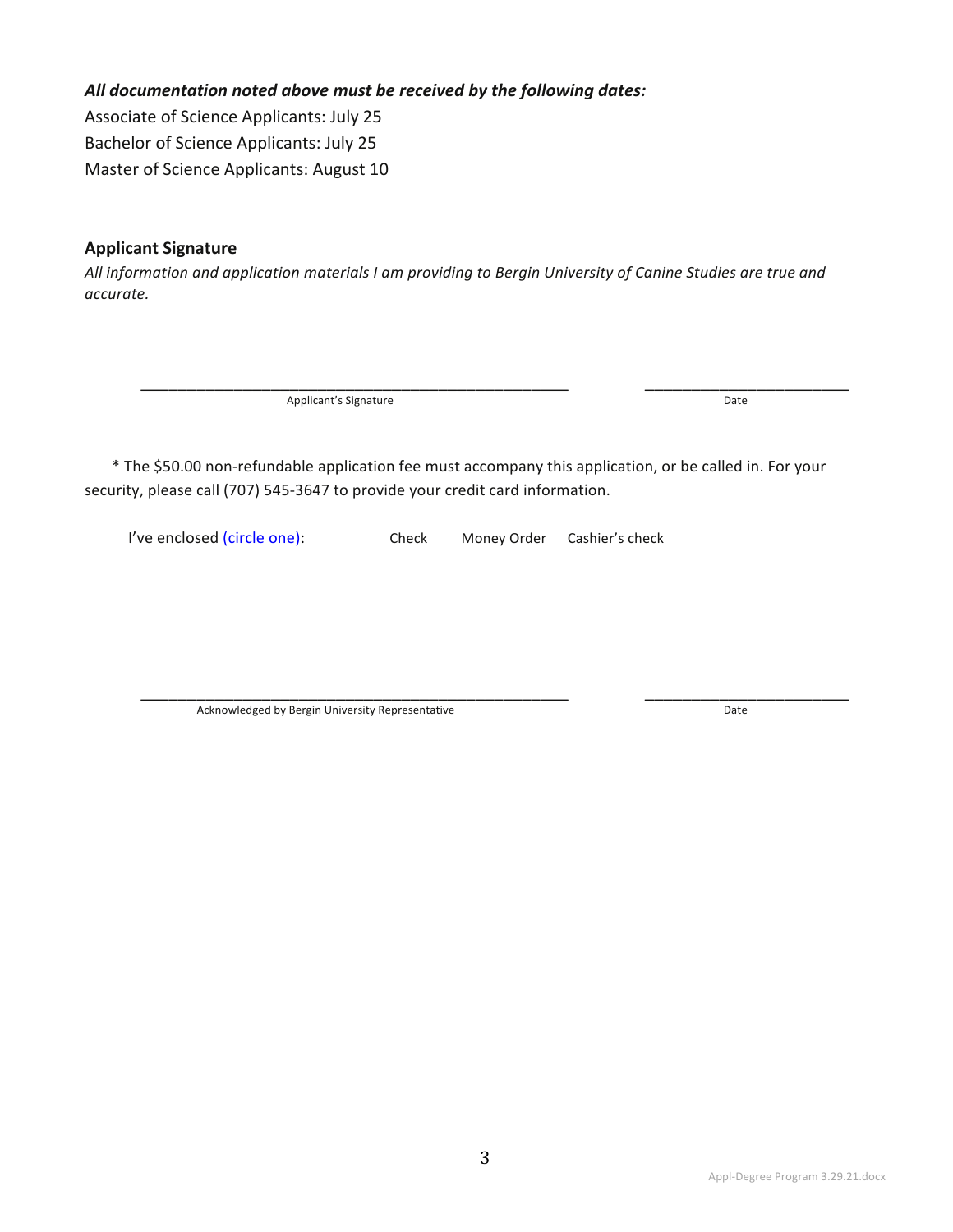***All documentation noted above must be received by the following dates:***

Associate of Science Applicants: July 25

Bachelor of Science Applicants: July 25

Master of Science Applicants: August 10

**Applicant Signature**

*All information and application materials I am providing to Bergin University of Canine Studies are true and accurate.*

\_\_\_\_\_\_\_\_\_\_\_\_\_\_\_\_\_\_\_\_\_\_\_\_\_\_\_\_\_\_\_\_\_\_\_\_\_\_\_\_\_\_\_\_\_\_\_\_ \_\_\_\_\_\_\_\_\_\_\_\_\_\_\_\_\_\_\_\_\_\_\_\_

Applicant's Signature Date

* The $50.00 non-refundable application fee must accompany this application, or be called in. For your security, please call (707) 545-3647 to provide your credit card information.

I've enclosed (circle one): Check Money Order Cashier's check

\_\_\_\_\_\_\_\_\_\_\_\_\_\_\_\_\_\_\_\_\_\_\_\_\_\_\_\_\_\_\_\_\_\_\_\_\_\_\_\_\_\_\_\_\_\_\_\_ \_\_\_\_\_\_\_\_\_\_\_\_\_\_\_\_\_\_\_\_\_\_\_\_

Acknowledged by Bergin University Representative Date

Appl-Degree Program 3.29.21.docx